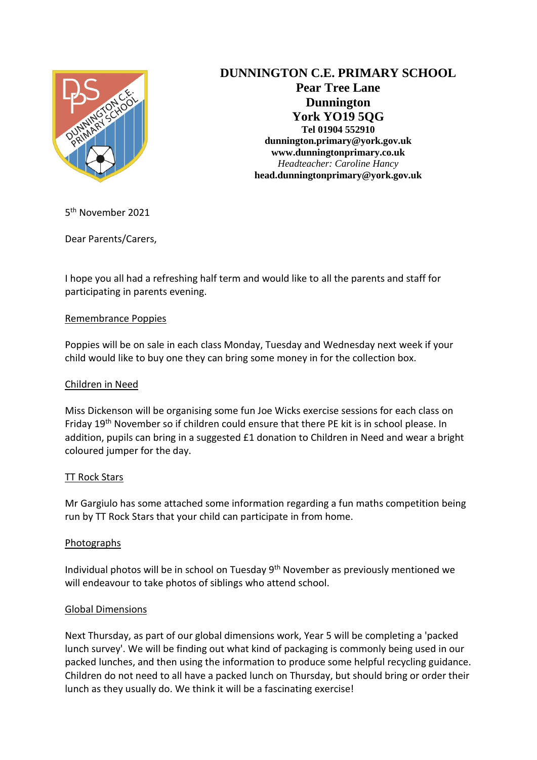# DUNNINGTON C.E. PRIMARY SCHOOL

**Pear Tree Lane**
**Dunnington**
**York YO19 5QG**
**Tel 01904 552910**
**dunnington.primary@york.gov.uk**
**www.dunningtonprimary.co.uk**
*Headteacher: Caroline Hancy*
**head.dunningtonprimary@york.gov.uk**

5th November 2021

Dear Parents/Carers,

I hope you all had a refreshing half term and would like to all the parents and staff for participating in parents evening.

## Remembrance Poppies

Poppies will be on sale in each class Monday, Tuesday and Wednesday next week if your child would like to buy one they can bring some money in for the collection box.

## Children in Need

Miss Dickenson will be organising some fun Joe Wicks exercise sessions for each class on Friday 19th November so if children could ensure that there PE kit is in school please. In addition, pupils can bring in a suggested £1 donation to Children in Need and wear a bright coloured jumper for the day.

## TT Rock Stars

Mr Gargiulo has some attached some information regarding a fun maths competition being run by TT Rock Stars that your child can participate in from home.

## Photographs

Individual photos will be in school on Tuesday 9th November as previously mentioned we will endeavour to take photos of siblings who attend school.

## Global Dimensions

Next Thursday, as part of our global dimensions work, Year 5 will be completing a 'packed lunch survey'. We will be finding out what kind of packaging is commonly being used in our packed lunches, and then using the information to produce some helpful recycling guidance. Children do not need to all have a packed lunch on Thursday, but should bring or order their lunch as they usually do. We think it will be a fascinating exercise!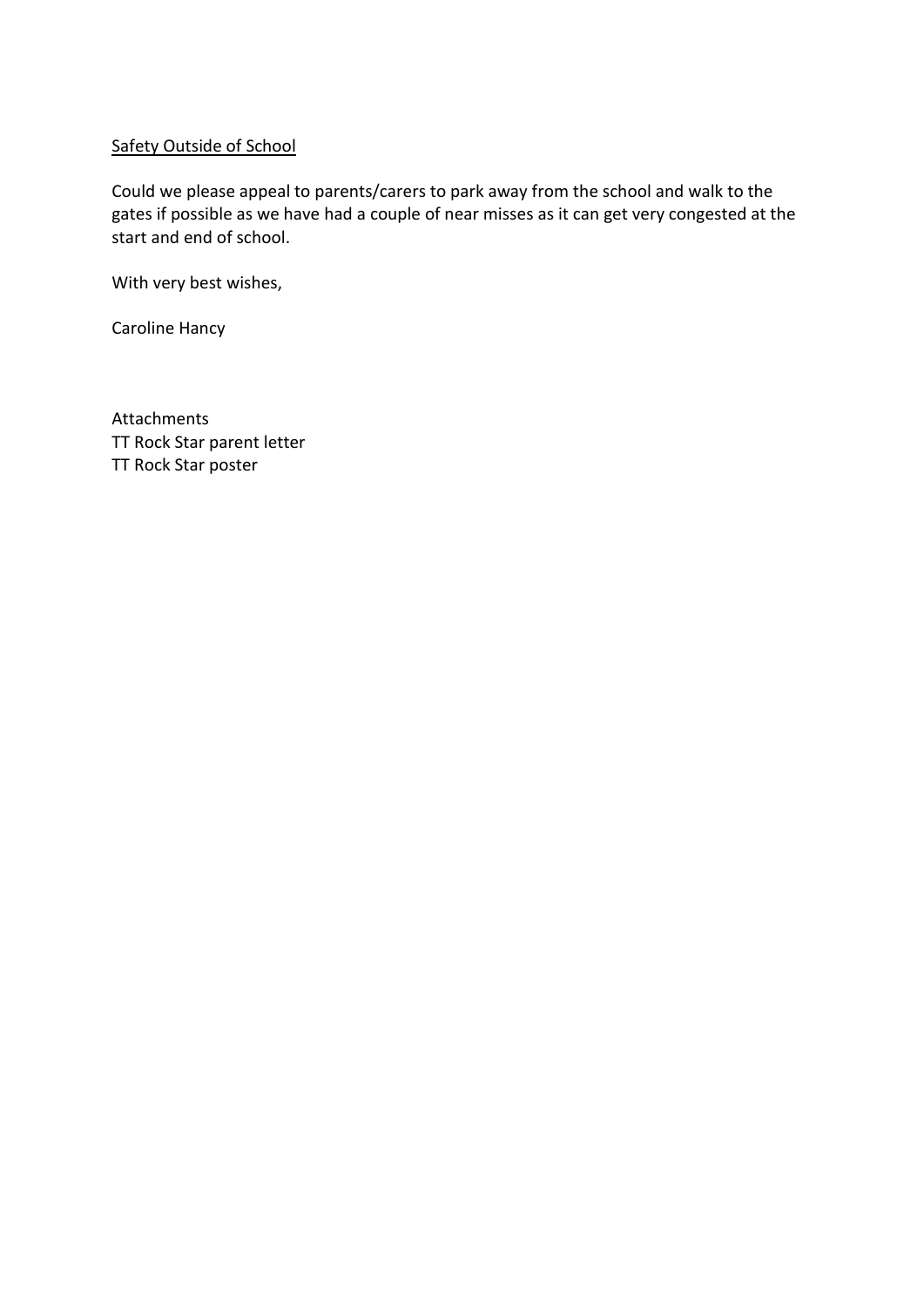<u>Safety Outside of School</u>

Could we please appeal to parents/carers to park away from the school and walk to the gates if possible as we have had a couple of near misses as it can get very congested at the start and end of school.

With very best wishes,

Caroline Hancy

Attachments
TT Rock Star parent letter
TT Rock Star poster